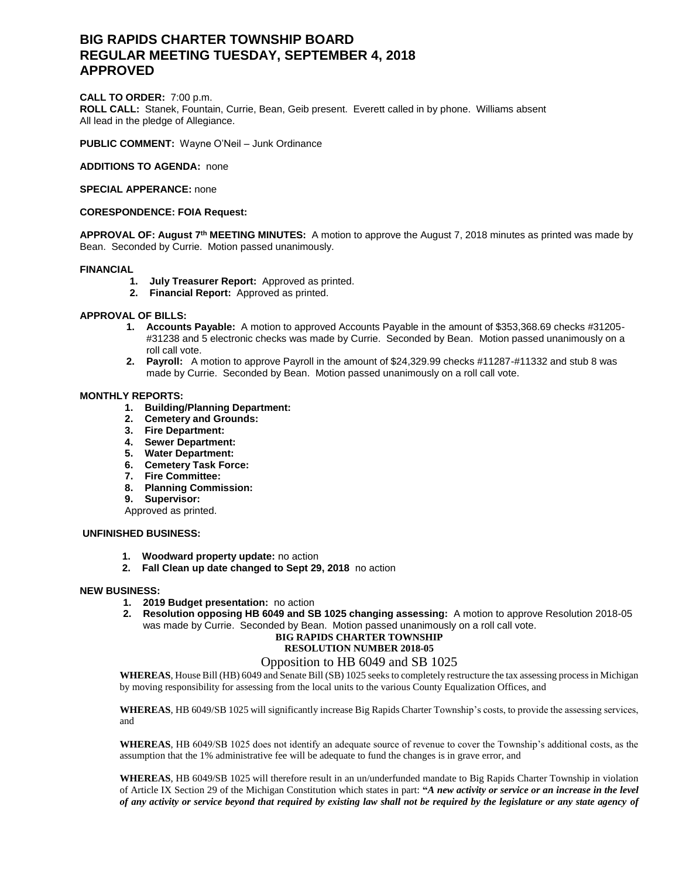# BIG RAPIDS CHARTER TOWNSHIP BOARD
# REGULAR MEETING TUESDAY, SEPTEMBER 4, 2018
# APPROVED

**CALL TO ORDER:** 7:00 p.m.
**ROLL CALL:** Stanek, Fountain, Currie, Bean, Geib present. Everett called in by phone. Williams absent
All lead in the pledge of Allegiance.

**PUBLIC COMMENT:** Wayne O'Neil – Junk Ordinance

**ADDITIONS TO AGENDA:** none

**SPECIAL APPERANCE:** none

**CORESPONDENCE: FOIA Request:**

**APPROVAL OF: August 7th MEETING MINUTES:** A motion to approve the August 7, 2018 minutes as printed was made by Bean. Seconded by Currie. Motion passed unanimously.

**FINANCIAL**

1. **July Treasurer Report:** Approved as printed.
2. **Financial Report:** Approved as printed.

**APPROVAL OF BILLS:**

1. **Accounts Payable:** A motion to approved Accounts Payable in the amount of $353,368.69 checks #31205-#31238 and 5 electronic checks was made by Currie. Seconded by Bean. Motion passed unanimously on a roll call vote.
2. **Payroll:** A motion to approve Payroll in the amount of $24,329.99 checks #11287-#11332 and stub 8 was made by Currie. Seconded by Bean. Motion passed unanimously on a roll call vote.

**MONTHLY REPORTS:**

1. **Building/Planning Department:**
2. **Cemetery and Grounds:**
3. **Fire Department:**
4. **Sewer Department:**
5. **Water Department:**
6. **Cemetery Task Force:**
7. **Fire Committee:**
8. **Planning Commission:**
9. **Supervisor:**

Approved as printed.

**UNFINISHED BUSINESS:**

1. **Woodward property update:** no action
2. **Fall Clean up date changed to Sept 29, 2018** no action

**NEW BUSINESS:**

1. **2019 Budget presentation:** no action
2. **Resolution opposing HB 6049 and SB 1025 changing assessing:** A motion to approve Resolution 2018-05 was made by Currie. Seconded by Bean. Motion passed unanimously on a roll call vote.

**BIG RAPIDS CHARTER TOWNSHIP**
**RESOLUTION NUMBER 2018-05**

Opposition to HB 6049 and SB 1025

**WHEREAS**, House Bill (HB) 6049 and Senate Bill (SB) 1025 seeks to completely restructure the tax assessing process in Michigan by moving responsibility for assessing from the local units to the various County Equalization Offices, and

**WHEREAS**, HB 6049/SB 1025 will significantly increase Big Rapids Charter Township's costs, to provide the assessing services, and

**WHEREAS**, HB 6049/SB 1025 does not identify an adequate source of revenue to cover the Township's additional costs, as the assumption that the 1% administrative fee will be adequate to fund the changes is in grave error, and

**WHEREAS**, HB 6049/SB 1025 will therefore result in an un/underfunded mandate to Big Rapids Charter Township in violation of Article IX Section 29 of the Michigan Constitution which states in part: **"*A new activity or service or an increase in the level of any activity or service beyond that required by existing law shall not be required by the legislature or any state agency of***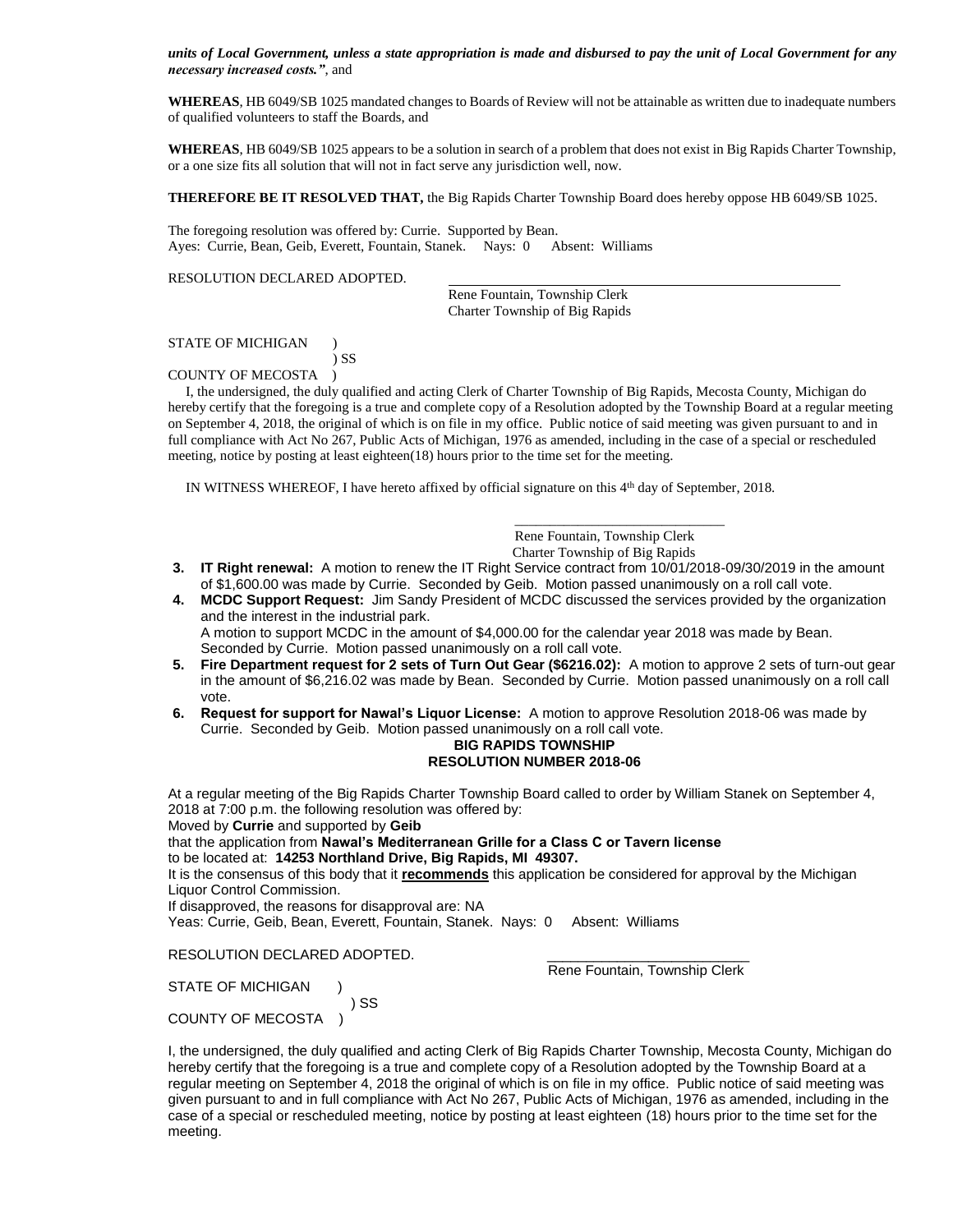***units of Local Government, unless a state appropriation is made and disbursed to pay the unit of Local Government for any necessary increased costs."***, and

**WHEREAS**, HB 6049/SB 1025 mandated changes to Boards of Review will not be attainable as written due to inadequate numbers of qualified volunteers to staff the Boards, and

**WHEREAS**, HB 6049/SB 1025 appears to be a solution in search of a problem that does not exist in Big Rapids Charter Township, or a one size fits all solution that will not in fact serve any jurisdiction well, now.

**THEREFORE BE IT RESOLVED THAT,** the Big Rapids Charter Township Board does hereby oppose HB 6049/SB 1025.

The foregoing resolution was offered by: Currie. Supported by Bean.
Ayes: Currie, Bean, Geib, Everett, Fountain, Stanek. Nays: 0 Absent: Williams

RESOLUTION DECLARED ADOPTED.

Rene Fountain, Township Clerk
Charter Township of Big Rapids

STATE OF MICHIGAN )
) SS
COUNTY OF MECOSTA )

I, the undersigned, the duly qualified and acting Clerk of Charter Township of Big Rapids, Mecosta County, Michigan do hereby certify that the foregoing is a true and complete copy of a Resolution adopted by the Township Board at a regular meeting on September 4, 2018, the original of which is on file in my office. Public notice of said meeting was given pursuant to and in full compliance with Act No 267, Public Acts of Michigan, 1976 as amended, including in the case of a special or rescheduled meeting, notice by posting at least eighteen(18) hours prior to the time set for the meeting.

IN WITNESS WHEREOF, I have hereto affixed by official signature on this 4th day of September, 2018.

Rene Fountain, Township Clerk
Charter Township of Big Rapids

3. **IT Right renewal:** A motion to renew the IT Right Service contract from 10/01/2018-09/30/2019 in the amount of $1,600.00 was made by Currie. Seconded by Geib. Motion passed unanimously on a roll call vote.
4. **MCDC Support Request:** Jim Sandy President of MCDC discussed the services provided by the organization and the interest in the industrial park.
   A motion to support MCDC in the amount of $4,000.00 for the calendar year 2018 was made by Bean. Seconded by Currie. Motion passed unanimously on a roll call vote.
5. **Fire Department request for 2 sets of Turn Out Gear ($6216.02):** A motion to approve 2 sets of turn-out gear in the amount of $6,216.02 was made by Bean. Seconded by Currie. Motion passed unanimously on a roll call vote.
6. **Request for support for Nawal's Liquor License:** A motion to approve Resolution 2018-06 was made by Currie. Seconded by Geib. Motion passed unanimously on a roll call vote.

**BIG RAPIDS TOWNSHIP**
**RESOLUTION NUMBER 2018-06**

At a regular meeting of the Big Rapids Charter Township Board called to order by William Stanek on September 4, 2018 at 7:00 p.m. the following resolution was offered by:
Moved by **Currie** and supported by **Geib**
that the application from **Nawal's Mediterranean Grille for a Class C or Tavern license**
to be located at: **14253 Northland Drive, Big Rapids, MI 49307.**
It is the consensus of this body that it **recommends** this application be considered for approval by the Michigan Liquor Control Commission.
If disapproved, the reasons for disapproval are: NA
Yeas: Currie, Geib, Bean, Everett, Fountain, Stanek. Nays: 0 Absent: Williams

RESOLUTION DECLARED ADOPTED.

Rene Fountain, Township Clerk

STATE OF MICHIGAN )
) SS
COUNTY OF MECOSTA )

I, the undersigned, the duly qualified and acting Clerk of Big Rapids Charter Township, Mecosta County, Michigan do hereby certify that the foregoing is a true and complete copy of a Resolution adopted by the Township Board at a regular meeting on September 4, 2018 the original of which is on file in my office. Public notice of said meeting was given pursuant to and in full compliance with Act No 267, Public Acts of Michigan, 1976 as amended, including in the case of a special or rescheduled meeting, notice by posting at least eighteen (18) hours prior to the time set for the meeting.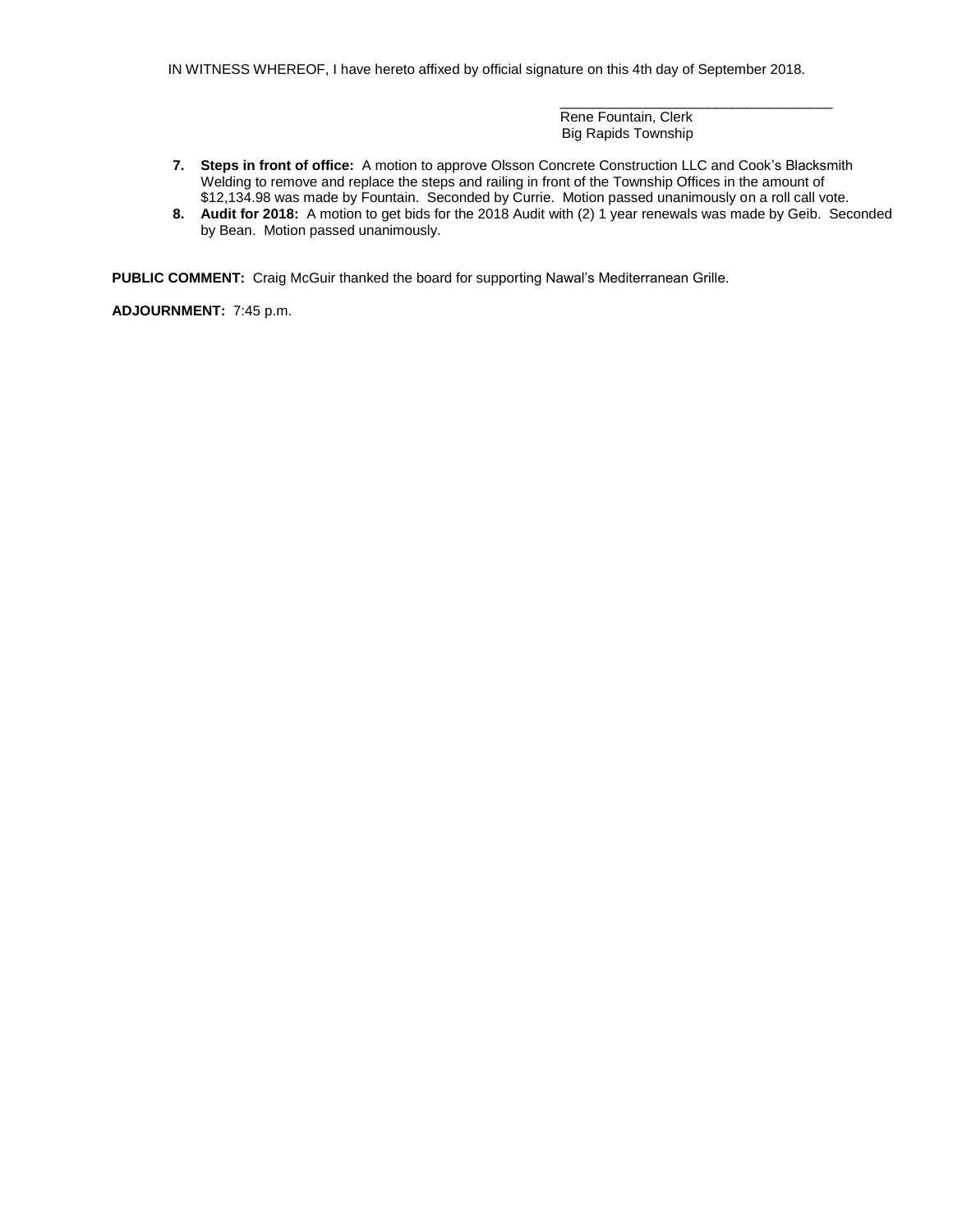IN WITNESS WHEREOF, I have hereto affixed by official signature on this 4th day of September 2018.

\_\_\_\_\_\_\_\_\_\_\_\_\_\_\_\_\_\_\_\_\_\_\_\_\_\_\_\_\_\_\_\_\_\_\_\_

Rene Fountain, Clerk
Big Rapids Township

7. **Steps in front of office:** A motion to approve Olsson Concrete Construction LLC and Cook's Blacksmith Welding to remove and replace the steps and railing in front of the Township Offices in the amount of $12,134.98 was made by Fountain. Seconded by Currie. Motion passed unanimously on a roll call vote.
8. **Audit for 2018:** A motion to get bids for the 2018 Audit with (2) 1 year renewals was made by Geib. Seconded by Bean. Motion passed unanimously.

**PUBLIC COMMENT:** Craig McGuir thanked the board for supporting Nawal's Mediterranean Grille.

**ADJOURNMENT:** 7:45 p.m.